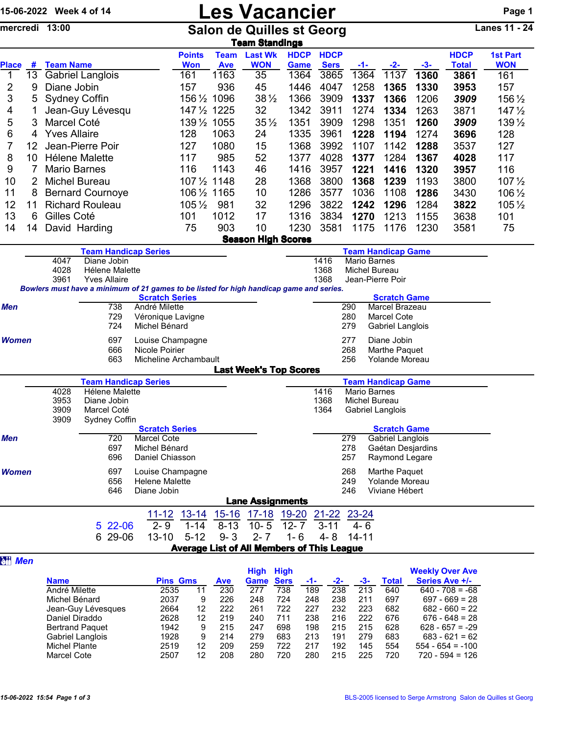15-06-2022 Week 4 of 14

mercredi 13:00

# Les Vacancier

## Salon de Quilles st Georg

Lanes 11 - 24

### Team Standings

| Place | # | Team Name | Points Won | Team Ave | Last Wk WON | HDCP Game | HDCP Sers | -1- | -2- | -3- | HDCP Total | 1st Part WON |
|---|---|---|---|---|---|---|---|---|---|---|---|---|
| 1 | 13 | Gabriel Langlois | 161 | 1163 | 35 | 1364 | 3865 | 1364 | 1137 | **1360** | **3861** | 161 |
| 2 | 9 | Diane Jobin | 157 | 936 | 45 | 1446 | 4047 | 1258 | **1365** | **1330** | **3953** | 157 |
| 3 | 5 | Sydney Coffin | 156 ½ | 1096 | 38 ½ | 1366 | 3909 | **1337** | **1366** | 1206 | ***3909*** | 156 ½ |
| 4 | 1 | Jean-Guy Lévesqu | 147 ½ | 1225 | 32 | 1342 | 3911 | 1274 | **1334** | 1263 | 3871 | 147 ½ |
| 5 | 3 | Marcel Coté | 139 ½ | 1055 | 35 ½ | 1351 | 3909 | 1298 | 1351 | **1260** | ***3909*** | 139 ½ |
| 6 | 4 | Yves Allaire | 128 | 1063 | 24 | 1335 | 3961 | **1228** | **1194** | 1274 | **3696** | 128 |
| 7 | 12 | Jean-Pierre Poir | 127 | 1080 | 15 | 1368 | 3992 | 1107 | 1142 | **1288** | 3537 | 127 |
| 8 | 10 | Hélene Malette | 117 | 985 | 52 | 1377 | 4028 | **1377** | 1284 | **1367** | **4028** | 117 |
| 9 | 7 | Mario Barnes | 116 | 1143 | 46 | 1416 | 3957 | **1221** | **1416** | **1320** | **3957** | 116 |
| 10 | 2 | Michel Bureau | 107 ½ | 1148 | 28 | 1368 | 3800 | **1368** | **1239** | 1193 | 3800 | 107 ½ |
| 11 | 8 | Bernard Cournoye | 106 ½ | 1165 | 10 | 1286 | 3577 | 1036 | 1108 | **1286** | 3430 | 106 ½ |
| 12 | 11 | Richard Rouleau | 105 ½ | 981 | 32 | 1296 | 3822 | **1242** | **1296** | 1284 | **3822** | 105 ½ |
| 13 | 6 | Gilles Coté | 101 | 1012 | 17 | 1316 | 3834 | **1270** | 1213 | 1155 | 3638 | 101 |
| 14 | 14 | David Harding | 75 | 903 | 10 | 1230 | 3581 | 1175 | 1176 | 1230 | 3581 | 75 |

### Season High Scores

**Team Handicap Series**

| | |
|---|---|
| 4047 | Diane Jobin |
| 4028 | Hélene Malette |
| 3961 | Yves Allaire |

**Team Handicap Game**

| | |
|---|---|
| 1416 | Mario Barnes |
| 1368 | Michel Bureau |
| 1368 | Jean-Pierre Poir |

***Bowlers must have a minimum of 21 games to be listed for high handicap game and series.***

**Scratch Series**

| | | |
|---|---|---|
| ***Men*** | 738 | André Milette |
| | 729 | Véronique Lavigne |
| | 724 | Michel Bénard |
| ***Women*** | 697 | Louise Champagne |
| | 666 | Nicole Poirier |
| | 663 | Micheline Archambault |

**Scratch Game**

| | | |
|---|---|---|
| ***Men*** | 290 | Marcel Brazeau |
| | 280 | Marcel Cote |
| | 279 | Gabriel Langlois |
| ***Women*** | 277 | Diane Jobin |
| | 268 | Marthe Paquet |
| | 256 | Yolande Moreau |

### Last Week's Top Scores

**Team Handicap Series**

| | |
|---|---|
| 4028 | Hélene Malette |
| 3953 | Diane Jobin |
| 3909 | Marcel Coté |
| 3909 | Sydney Coffin |

**Team Handicap Game**

| | |
|---|---|
| 1416 | Mario Barnes |
| 1368 | Michel Bureau |
| 1364 | Gabriel Langlois |

**Scratch Series**

| | | |
|---|---|---|
| ***Men*** | 720 | Marcel Cote |
| | 697 | Michel Bénard |
| | 696 | Daniel Chiasson |
| ***Women*** | 697 | Louise Champagne |
| | 656 | Helene Malette |
| | 646 | Diane Jobin |

**Scratch Game**

| | | |
|---|---|---|
| ***Men*** | 279 | Gabriel Langlois |
| | 278 | Gaétan Desjardins |
| | 257 | Raymond Legare |
| ***Women*** | 268 | Marthe Paquet |
| | 249 | Yolande Moreau |
| | 246 | Viviane Hébert |

### Lane Assignments

| | 11-12 | 13-14 | 15-16 | 17-18 | 19-20 | 21-22 | 23-24 |
|---|---|---|---|---|---|---|---|
| 5 22-06 | 2- 9 | 1-14 | 8-13 | 10- 5 | 12- 7 | 3-11 | 4- 6 |
| 6 29-06 | 13-10 | 5-12 | 9- 3 | 2- 7 | 1- 6 | 4- 8 | 14-11 |

### Average List of All Members of This League

***Men***

| Name | Pins | Gms | Ave | High Game | High Sers | -1- | -2- | -3- | Total | Weekly Over Ave Series Ave +/- |
|---|---|---|---|---|---|---|---|---|---|---|
| André Milette | 2535 | 11 | 230 | 277 | 738 | 189 | 238 | 213 | 640 | 640 - 708 = -68 |
| Michel Bénard | 2037 | 9 | 226 | 248 | 724 | 248 | 238 | 211 | 697 | 697 - 669 = 28 |
| Jean-Guy Lévesques | 2664 | 12 | 222 | 261 | 722 | 227 | 232 | 223 | 682 | 682 - 660 = 22 |
| Daniel Diraddo | 2628 | 12 | 219 | 240 | 711 | 238 | 216 | 222 | 676 | 676 - 648 = 28 |
| Bertrand Paquet | 1942 | 9 | 215 | 247 | 698 | 198 | 215 | 215 | 628 | 628 - 657 = -29 |
| Gabriel Langlois | 1928 | 9 | 214 | 279 | 683 | 213 | 191 | 279 | 683 | 683 - 621 = 62 |
| Michel Plante | 2519 | 12 | 209 | 259 | 722 | 217 | 192 | 145 | 554 | 554 - 654 = -100 |
| Marcel Cote | 2507 | 12 | 208 | 280 | 720 | 280 | 215 | 225 | 720 | 720 - 594 = 126 |

15-06-2022 15:54 BLS-2005 licensed to Serge Armstrong Salon de Quilles st Georg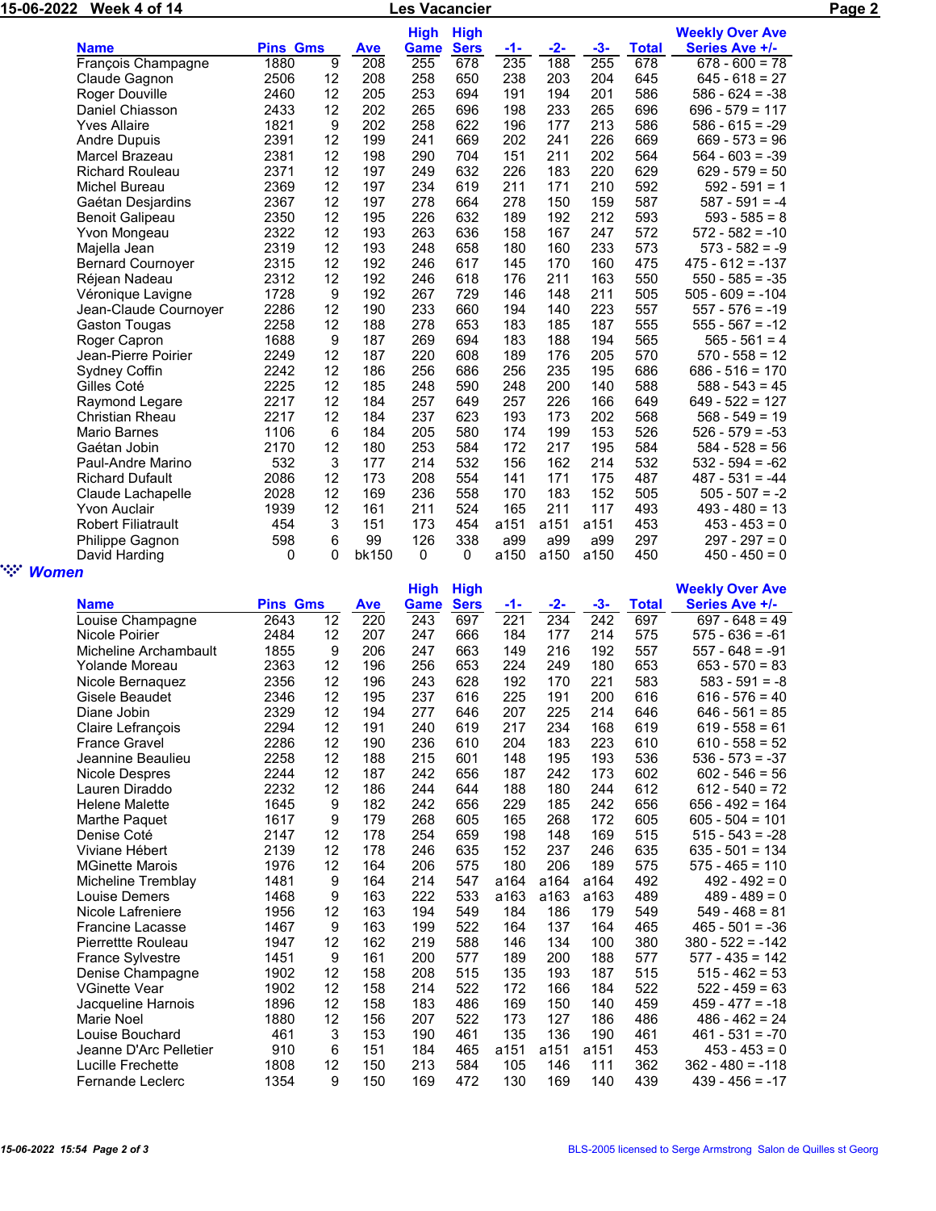15-06-2022 Week 4 of 14 — Les Vacancier

| Name | Pins | Gms | Ave | High Game | High Sers | -1- | -2- | -3- | Total | Weekly Over Ave Series Ave +/- |
|---|---|---|---|---|---|---|---|---|---|---|
| François Champagne | 1880 | 9 | 208 | 255 | 678 | 235 | 188 | 255 | 678 | 678 - 600 = 78 |
| Claude Gagnon | 2506 | 12 | 208 | 258 | 650 | 238 | 203 | 204 | 645 | 645 - 618 = 27 |
| Roger Douville | 2460 | 12 | 205 | 253 | 694 | 191 | 194 | 201 | 586 | 586 - 624 = -38 |
| Daniel Chiasson | 2433 | 12 | 202 | 265 | 696 | 198 | 233 | 265 | 696 | 696 - 579 = 117 |
| Yves Allaire | 1821 | 9 | 202 | 258 | 622 | 196 | 177 | 213 | 586 | 586 - 615 = -29 |
| Andre Dupuis | 2391 | 12 | 199 | 241 | 669 | 202 | 241 | 226 | 669 | 669 - 573 = 96 |
| Marcel Brazeau | 2381 | 12 | 198 | 290 | 704 | 151 | 211 | 202 | 564 | 564 - 603 = -39 |
| Richard Rouleau | 2371 | 12 | 197 | 249 | 632 | 226 | 183 | 220 | 629 | 629 - 579 = 50 |
| Michel Bureau | 2369 | 12 | 197 | 234 | 619 | 211 | 171 | 210 | 592 | 592 - 591 = 1 |
| Gaétan Desjardins | 2367 | 12 | 197 | 278 | 664 | 278 | 150 | 159 | 587 | 587 - 591 = -4 |
| Benoit Galipeau | 2350 | 12 | 195 | 226 | 632 | 189 | 192 | 212 | 593 | 593 - 585 = 8 |
| Yvon Mongeau | 2322 | 12 | 193 | 263 | 636 | 158 | 167 | 247 | 572 | 572 - 582 = -10 |
| Majella Jean | 2319 | 12 | 193 | 248 | 658 | 180 | 160 | 233 | 573 | 573 - 582 = -9 |
| Bernard Cournoyer | 2315 | 12 | 192 | 246 | 617 | 145 | 170 | 160 | 475 | 475 - 612 = -137 |
| Réjean Nadeau | 2312 | 12 | 192 | 246 | 618 | 176 | 211 | 163 | 550 | 550 - 585 = -35 |
| Véronique Lavigne | 1728 | 9 | 192 | 267 | 729 | 146 | 148 | 211 | 505 | 505 - 609 = -104 |
| Jean-Claude Cournoyer | 2286 | 12 | 190 | 233 | 660 | 194 | 140 | 223 | 557 | 557 - 576 = -19 |
| Gaston Tougas | 2258 | 12 | 188 | 278 | 653 | 183 | 185 | 187 | 555 | 555 - 567 = -12 |
| Roger Capron | 1688 | 9 | 187 | 269 | 694 | 183 | 188 | 194 | 565 | 565 - 561 = 4 |
| Jean-Pierre Poirier | 2249 | 12 | 187 | 220 | 608 | 189 | 176 | 205 | 570 | 570 - 558 = 12 |
| Sydney Coffin | 2242 | 12 | 186 | 256 | 686 | 256 | 235 | 195 | 686 | 686 - 516 = 170 |
| Gilles Coté | 2225 | 12 | 185 | 248 | 590 | 248 | 200 | 140 | 588 | 588 - 543 = 45 |
| Raymond Legare | 2217 | 12 | 184 | 257 | 649 | 257 | 226 | 166 | 649 | 649 - 522 = 127 |
| Christian Rheau | 2217 | 12 | 184 | 237 | 623 | 193 | 173 | 202 | 568 | 568 - 549 = 19 |
| Mario Barnes | 1106 | 6 | 184 | 205 | 580 | 174 | 199 | 153 | 526 | 526 - 579 = -53 |
| Gaétan Jobin | 2170 | 12 | 180 | 253 | 584 | 172 | 217 | 195 | 584 | 584 - 528 = 56 |
| Paul-Andre Marino | 532 | 3 | 177 | 214 | 532 | 156 | 162 | 214 | 532 | 532 - 594 = -62 |
| Richard Dufault | 2086 | 12 | 173 | 208 | 554 | 141 | 171 | 175 | 487 | 487 - 531 = -44 |
| Claude Lachapelle | 2028 | 12 | 169 | 236 | 558 | 170 | 183 | 152 | 505 | 505 - 507 = -2 |
| Yvon Auclair | 1939 | 12 | 161 | 211 | 524 | 165 | 211 | 117 | 493 | 493 - 480 = 13 |
| Robert Filiatrault | 454 | 3 | 151 | 173 | 454 | a151 | a151 | a151 | 453 | 453 - 453 = 0 |
| Philippe Gagnon | 598 | 6 | 99 | 126 | 338 | a99 | a99 | a99 | 297 | 297 - 297 = 0 |
| David Harding | 0 | 0 | bk150 | 0 | 0 | a150 | a150 | a150 | 450 | 450 - 450 = 0 |

## Women

| Name | Pins | Gms | Ave | High Game | High Sers | -1- | -2- | -3- | Total | Weekly Over Ave Series Ave +/- |
|---|---|---|---|---|---|---|---|---|---|---|
| Louise Champagne | 2643 | 12 | 220 | 243 | 697 | 221 | 234 | 242 | 697 | 697 - 648 = 49 |
| Nicole Poirier | 2484 | 12 | 207 | 247 | 666 | 184 | 177 | 214 | 575 | 575 - 636 = -61 |
| Micheline Archambault | 1855 | 9 | 206 | 247 | 663 | 149 | 216 | 192 | 557 | 557 - 648 = -91 |
| Yolande Moreau | 2363 | 12 | 196 | 256 | 653 | 224 | 249 | 180 | 653 | 653 - 570 = 83 |
| Nicole Bernaquez | 2356 | 12 | 196 | 243 | 628 | 192 | 170 | 221 | 583 | 583 - 591 = -8 |
| Gisele Beaudet | 2346 | 12 | 195 | 237 | 616 | 225 | 191 | 200 | 616 | 616 - 576 = 40 |
| Diane Jobin | 2329 | 12 | 194 | 277 | 646 | 207 | 225 | 214 | 646 | 646 - 561 = 85 |
| Claire Lefrançois | 2294 | 12 | 191 | 240 | 619 | 217 | 234 | 168 | 619 | 619 - 558 = 61 |
| France Gravel | 2286 | 12 | 190 | 236 | 610 | 204 | 183 | 223 | 610 | 610 - 558 = 52 |
| Jeannine Beaulieu | 2258 | 12 | 188 | 215 | 601 | 148 | 195 | 193 | 536 | 536 - 573 = -37 |
| Nicole Despres | 2244 | 12 | 187 | 242 | 656 | 187 | 242 | 173 | 602 | 602 - 546 = 56 |
| Lauren Diraddo | 2232 | 12 | 186 | 244 | 644 | 188 | 180 | 244 | 612 | 612 - 540 = 72 |
| Helene Malette | 1645 | 9 | 182 | 242 | 656 | 229 | 185 | 242 | 656 | 656 - 492 = 164 |
| Marthe Paquet | 1617 | 9 | 179 | 268 | 605 | 165 | 268 | 172 | 605 | 605 - 504 = 101 |
| Denise Coté | 2147 | 12 | 178 | 254 | 659 | 198 | 148 | 169 | 515 | 515 - 543 = -28 |
| Viviane Hébert | 2139 | 12 | 178 | 246 | 635 | 152 | 237 | 246 | 635 | 635 - 501 = 134 |
| MGinette Marois | 1976 | 12 | 164 | 206 | 575 | 180 | 206 | 189 | 575 | 575 - 465 = 110 |
| Micheline Tremblay | 1481 | 9 | 164 | 214 | 547 | a164 | a164 | a164 | 492 | 492 - 492 = 0 |
| Louise Demers | 1468 | 9 | 163 | 222 | 533 | a163 | a163 | a163 | 489 | 489 - 489 = 0 |
| Nicole Lafreniere | 1956 | 12 | 163 | 194 | 549 | 184 | 186 | 179 | 549 | 549 - 468 = 81 |
| Francine Lacasse | 1467 | 9 | 163 | 199 | 522 | 164 | 137 | 164 | 465 | 465 - 501 = -36 |
| Pierrettte Rouleau | 1947 | 12 | 162 | 219 | 588 | 146 | 134 | 100 | 380 | 380 - 522 = -142 |
| France Sylvestre | 1451 | 9 | 161 | 200 | 577 | 189 | 200 | 188 | 577 | 577 - 435 = 142 |
| Denise Champagne | 1902 | 12 | 158 | 208 | 515 | 135 | 193 | 187 | 515 | 515 - 462 = 53 |
| VGinette Vear | 1902 | 12 | 158 | 214 | 522 | 172 | 166 | 184 | 522 | 522 - 459 = 63 |
| Jacqueline Harnois | 1896 | 12 | 158 | 183 | 486 | 169 | 150 | 140 | 459 | 459 - 477 = -18 |
| Marie Noel | 1880 | 12 | 156 | 207 | 522 | 173 | 127 | 186 | 486 | 486 - 462 = 24 |
| Louise Bouchard | 461 | 3 | 153 | 190 | 461 | 135 | 136 | 190 | 461 | 461 - 531 = -70 |
| Jeanne D'Arc Pelletier | 910 | 6 | 151 | 184 | 465 | a151 | a151 | a151 | 453 | 453 - 453 = 0 |
| Lucille Frechette | 1808 | 12 | 150 | 213 | 584 | 105 | 146 | 111 | 362 | 362 - 480 = -118 |
| Fernande Leclerc | 1354 | 9 | 150 | 169 | 472 | 130 | 169 | 140 | 439 | 439 - 456 = -17 |

15-06-2022 15:54 Page 2 of 3 — BLS-2005 licensed to Serge Armstrong Salon de Quilles st Georg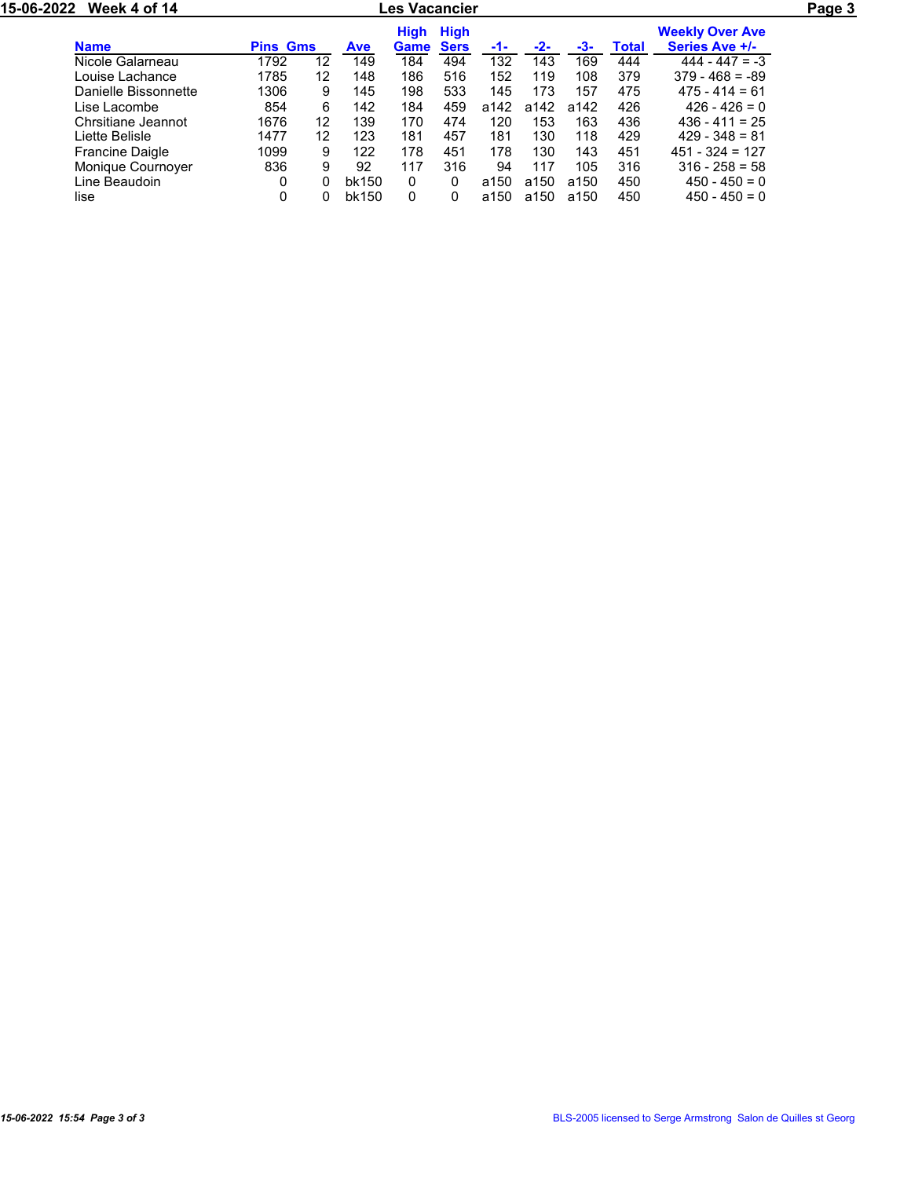## Les Vacancier

15-06-2022 Week 4 of 14

| Name | Pins | Gms | Ave | High Game | High Sers | -1- | -2- | -3- | Total | Weekly Over Ave Series Ave +/- |
|---|---|---|---|---|---|---|---|---|---|---|
| Nicole Galarneau | 1792 | 12 | 149 | 184 | 494 | 132 | 143 | 169 | 444 | 444 - 447 = -3 |
| Louise Lachance | 1785 | 12 | 148 | 186 | 516 | 152 | 119 | 108 | 379 | 379 - 468 = -89 |
| Danielle Bissonnette | 1306 | 9 | 145 | 198 | 533 | 145 | 173 | 157 | 475 | 475 - 414 = 61 |
| Lise Lacombe | 854 | 6 | 142 | 184 | 459 | a142 | a142 | a142 | 426 | 426 - 426 = 0 |
| Chrsitiane Jeannot | 1676 | 12 | 139 | 170 | 474 | 120 | 153 | 163 | 436 | 436 - 411 = 25 |
| Liette Belisle | 1477 | 12 | 123 | 181 | 457 | 181 | 130 | 118 | 429 | 429 - 348 = 81 |
| Francine Daigle | 1099 | 9 | 122 | 178 | 451 | 178 | 130 | 143 | 451 | 451 - 324 = 127 |
| Monique Cournoyer | 836 | 9 | 92 | 117 | 316 | 94 | 117 | 105 | 316 | 316 - 258 = 58 |
| Line Beaudoin | 0 | 0 | bk150 | 0 | 0 | a150 | a150 | a150 | 450 | 450 - 450 = 0 |
| lise | 0 | 0 | bk150 | 0 | 0 | a150 | a150 | a150 | 450 | 450 - 450 = 0 |

15-06-2022 15:54

BLS-2005 licensed to Serge Armstrong Salon de Quilles st Georg